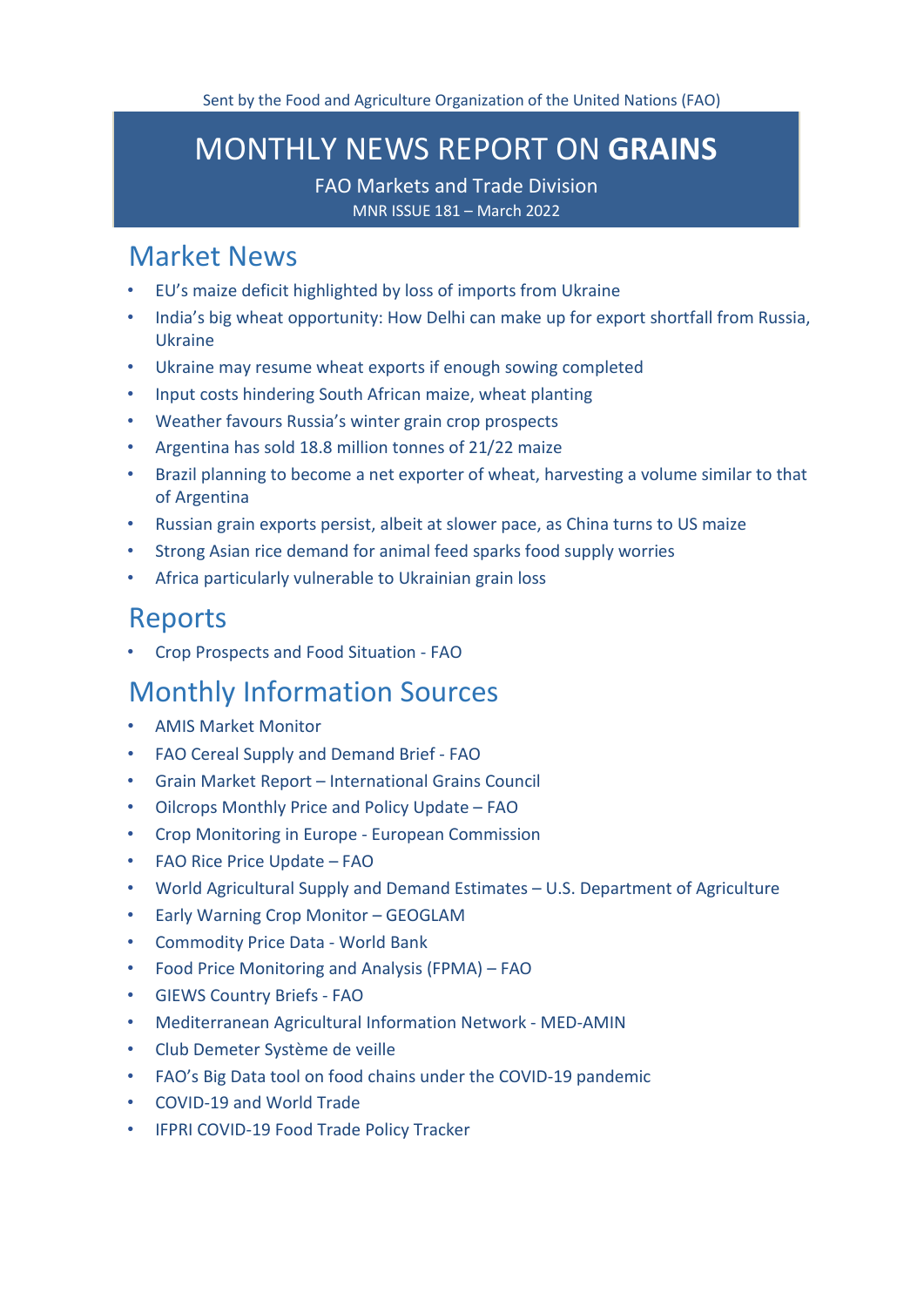Sent by the Food and Agriculture Organization of the United Nations (FAO)

# MONTHLY NEWS REPORT ON **GRAINS**

FAO Markets and Trade Division

MNR ISSUE 181 – March 2022

## Market News

- EU's maize deficit highlighted by loss of imports from Ukraine
- India's big wheat opportunity: How Delhi can make up for export shortfall from Russia, Ukraine
- Ukraine may resume wheat exports if enough sowing completed
- Input costs hindering South African maize, wheat planting
- Weather favours Russia's winter grain crop prospects
- Argentina has sold 18.8 million tonnes of 21/22 maize
- Brazil planning to become a net exporter of wheat, harvesting a volume similar to that of Argentina
- Russian grain exports persist, albeit at slower pace, as China turns to US maize
- Strong Asian rice demand for animal feed sparks food supply worries
- Africa particularly vulnerable to Ukrainian grain loss

## Reports

- Crop Prospects and Food Situation - FAO

## Monthly Information Sources

- AMIS Market Monitor
- FAO Cereal Supply and Demand Brief - FAO
- Grain Market Report – International Grains Council
- Oilcrops Monthly Price and Policy Update – FAO
- Crop Monitoring in Europe - European Commission
- FAO Rice Price Update – FAO
- World Agricultural Supply and Demand Estimates – U.S. Department of Agriculture
- Early Warning Crop Monitor – GEOGLAM
- Commodity Price Data - World Bank
- Food Price Monitoring and Analysis (FPMA) – FAO
- GIEWS Country Briefs - FAO
- Mediterranean Agricultural Information Network - MED-AMIN
- Club Demeter Système de veille
- FAO's Big Data tool on food chains under the COVID-19 pandemic
- COVID-19 and World Trade
- IFPRI COVID-19 Food Trade Policy Tracker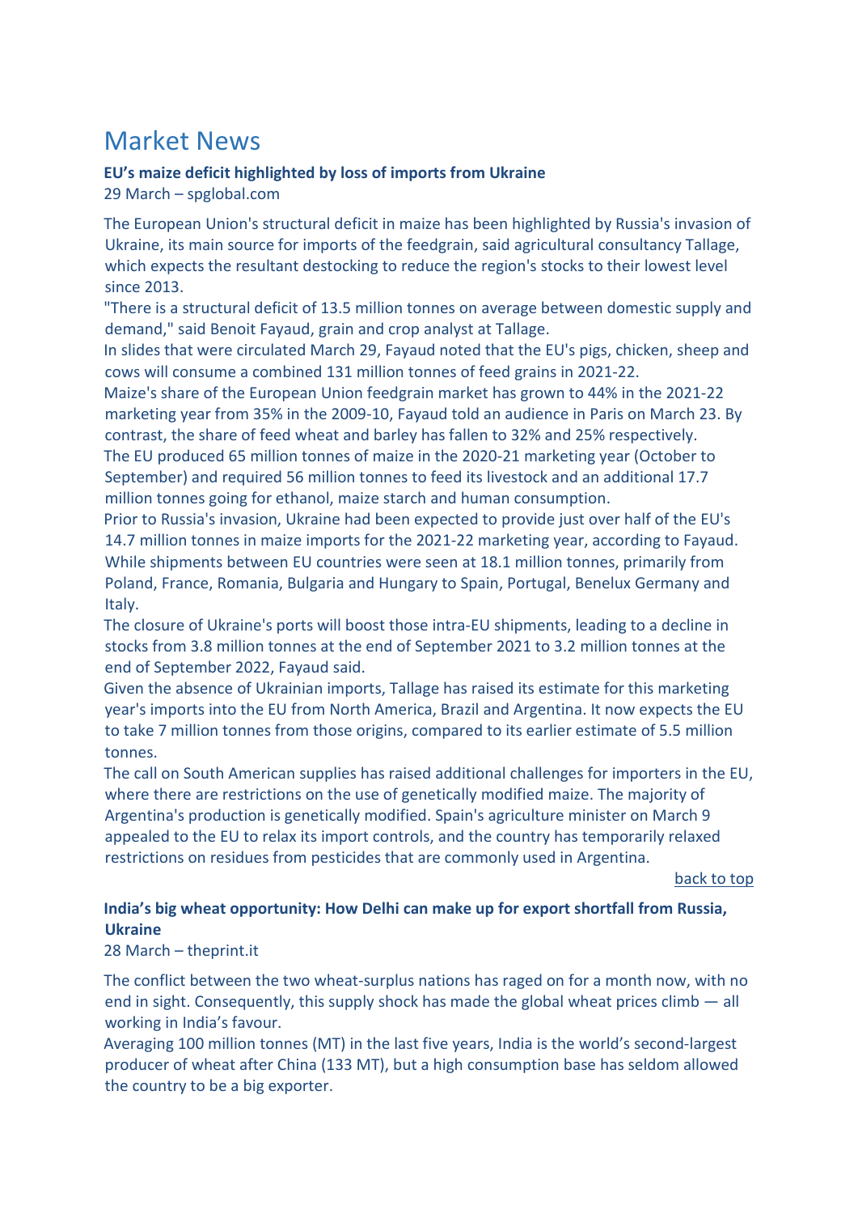# Market News

**EU's maize deficit highlighted by loss of imports from Ukraine**
29 March – spglobal.com

The European Union's structural deficit in maize has been highlighted by Russia's invasion of Ukraine, its main source for imports of the feedgrain, said agricultural consultancy Tallage, which expects the resultant destocking to reduce the region's stocks to their lowest level since 2013.

"There is a structural deficit of 13.5 million tonnes on average between domestic supply and demand," said Benoit Fayaud, grain and crop analyst at Tallage.

In slides that were circulated March 29, Fayaud noted that the EU's pigs, chicken, sheep and cows will consume a combined 131 million tonnes of feed grains in 2021-22.

Maize's share of the European Union feedgrain market has grown to 44% in the 2021-22 marketing year from 35% in the 2009-10, Fayaud told an audience in Paris on March 23. By contrast, the share of feed wheat and barley has fallen to 32% and 25% respectively.

The EU produced 65 million tonnes of maize in the 2020-21 marketing year (October to September) and required 56 million tonnes to feed its livestock and an additional 17.7 million tonnes going for ethanol, maize starch and human consumption.

Prior to Russia's invasion, Ukraine had been expected to provide just over half of the EU's 14.7 million tonnes in maize imports for the 2021-22 marketing year, according to Fayaud. While shipments between EU countries were seen at 18.1 million tonnes, primarily from Poland, France, Romania, Bulgaria and Hungary to Spain, Portugal, Benelux Germany and Italy.

The closure of Ukraine's ports will boost those intra-EU shipments, leading to a decline in stocks from 3.8 million tonnes at the end of September 2021 to 3.2 million tonnes at the end of September 2022, Fayaud said.

Given the absence of Ukrainian imports, Tallage has raised its estimate for this marketing year's imports into the EU from North America, Brazil and Argentina. It now expects the EU to take 7 million tonnes from those origins, compared to its earlier estimate of 5.5 million tonnes.

The call on South American supplies has raised additional challenges for importers in the EU, where there are restrictions on the use of genetically modified maize. The majority of Argentina's production is genetically modified. Spain's agriculture minister on March 9 appealed to the EU to relax its import controls, and the country has temporarily relaxed restrictions on residues from pesticides that are commonly used in Argentina.

back to top

**India's big wheat opportunity: How Delhi can make up for export shortfall from Russia, Ukraine**
28 March – theprint.it

The conflict between the two wheat-surplus nations has raged on for a month now, with no end in sight. Consequently, this supply shock has made the global wheat prices climb — all working in India's favour.

Averaging 100 million tonnes (MT) in the last five years, India is the world's second-largest producer of wheat after China (133 MT), but a high consumption base has seldom allowed the country to be a big exporter.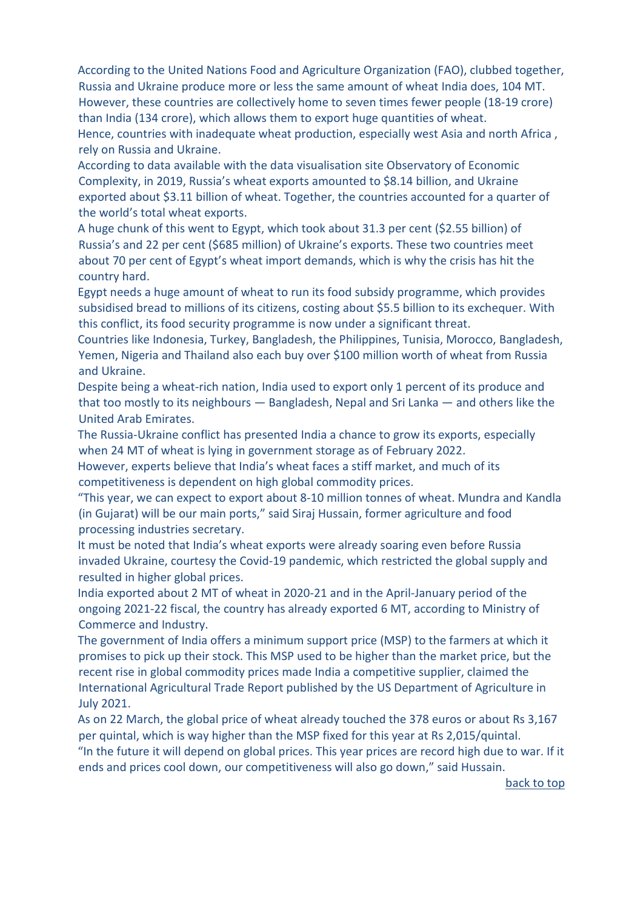According to the United Nations Food and Agriculture Organization (FAO), clubbed together, Russia and Ukraine produce more or less the same amount of wheat India does, 104 MT. However, these countries are collectively home to seven times fewer people (18-19 crore) than India (134 crore), which allows them to export huge quantities of wheat.

Hence, countries with inadequate wheat production, especially west Asia and north Africa , rely on Russia and Ukraine.

According to data available with the data visualisation site Observatory of Economic Complexity, in 2019, Russia's wheat exports amounted to $8.14 billion, and Ukraine exported about $3.11 billion of wheat. Together, the countries accounted for a quarter of the world's total wheat exports.

A huge chunk of this went to Egypt, which took about 31.3 per cent ($2.55 billion) of Russia's and 22 per cent ($685 million) of Ukraine's exports. These two countries meet about 70 per cent of Egypt's wheat import demands, which is why the crisis has hit the country hard.

Egypt needs a huge amount of wheat to run its food subsidy programme, which provides subsidised bread to millions of its citizens, costing about $5.5 billion to its exchequer. With this conflict, its food security programme is now under a significant threat.

Countries like Indonesia, Turkey, Bangladesh, the Philippines, Tunisia, Morocco, Bangladesh, Yemen, Nigeria and Thailand also each buy over $100 million worth of wheat from Russia and Ukraine.

Despite being a wheat-rich nation, India used to export only 1 percent of its produce and that too mostly to its neighbours — Bangladesh, Nepal and Sri Lanka — and others like the United Arab Emirates.

The Russia-Ukraine conflict has presented India a chance to grow its exports, especially when 24 MT of wheat is lying in government storage as of February 2022.

However, experts believe that India's wheat faces a stiff market, and much of its competitiveness is dependent on high global commodity prices.

"This year, we can expect to export about 8-10 million tonnes of wheat. Mundra and Kandla (in Gujarat) will be our main ports," said Siraj Hussain, former agriculture and food processing industries secretary.

It must be noted that India's wheat exports were already soaring even before Russia invaded Ukraine, courtesy the Covid-19 pandemic, which restricted the global supply and resulted in higher global prices.

India exported about 2 MT of wheat in 2020-21 and in the April-January period of the ongoing 2021-22 fiscal, the country has already exported 6 MT, according to Ministry of Commerce and Industry.

The government of India offers a minimum support price (MSP) to the farmers at which it promises to pick up their stock. This MSP used to be higher than the market price, but the recent rise in global commodity prices made India a competitive supplier, claimed the International Agricultural Trade Report published by the US Department of Agriculture in July 2021.

As on 22 March, the global price of wheat already touched the 378 euros or about Rs 3,167 per quintal, which is way higher than the MSP fixed for this year at Rs 2,015/quintal.

"In the future it will depend on global prices. This year prices are record high due to war. If it ends and prices cool down, our competitiveness will also go down," said Hussain.

back to top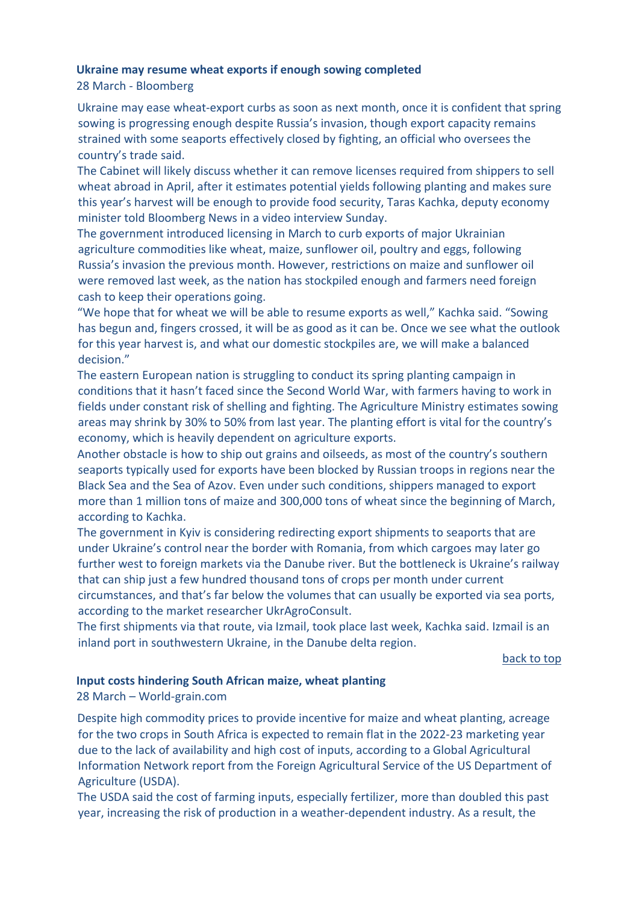### Ukraine may resume wheat exports if enough sowing completed

28 March - Bloomberg

Ukraine may ease wheat-export curbs as soon as next month, once it is confident that spring sowing is progressing enough despite Russia's invasion, though export capacity remains strained with some seaports effectively closed by fighting, an official who oversees the country's trade said.

The Cabinet will likely discuss whether it can remove licenses required from shippers to sell wheat abroad in April, after it estimates potential yields following planting and makes sure this year's harvest will be enough to provide food security, Taras Kachka, deputy economy minister told Bloomberg News in a video interview Sunday.

The government introduced licensing in March to curb exports of major Ukrainian agriculture commodities like wheat, maize, sunflower oil, poultry and eggs, following Russia's invasion the previous month. However, restrictions on maize and sunflower oil were removed last week, as the nation has stockpiled enough and farmers need foreign cash to keep their operations going.

"We hope that for wheat we will be able to resume exports as well," Kachka said. "Sowing has begun and, fingers crossed, it will be as good as it can be. Once we see what the outlook for this year harvest is, and what our domestic stockpiles are, we will make a balanced decision."

The eastern European nation is struggling to conduct its spring planting campaign in conditions that it hasn't faced since the Second World War, with farmers having to work in fields under constant risk of shelling and fighting. The Agriculture Ministry estimates sowing areas may shrink by 30% to 50% from last year. The planting effort is vital for the country's economy, which is heavily dependent on agriculture exports.

Another obstacle is how to ship out grains and oilseeds, as most of the country's southern seaports typically used for exports have been blocked by Russian troops in regions near the Black Sea and the Sea of Azov. Even under such conditions, shippers managed to export more than 1 million tons of maize and 300,000 tons of wheat since the beginning of March, according to Kachka.

The government in Kyiv is considering redirecting export shipments to seaports that are under Ukraine's control near the border with Romania, from which cargoes may later go further west to foreign markets via the Danube river. But the bottleneck is Ukraine's railway that can ship just a few hundred thousand tons of crops per month under current circumstances, and that's far below the volumes that can usually be exported via sea ports, according to the market researcher UkrAgroConsult.

The first shipments via that route, via Izmail, took place last week, Kachka said. Izmail is an inland port in southwestern Ukraine, in the Danube delta region.

back to top

### Input costs hindering South African maize, wheat planting

28 March – World-grain.com

Despite high commodity prices to provide incentive for maize and wheat planting, acreage for the two crops in South Africa is expected to remain flat in the 2022-23 marketing year due to the lack of availability and high cost of inputs, according to a Global Agricultural Information Network report from the Foreign Agricultural Service of the US Department of Agriculture (USDA).

The USDA said the cost of farming inputs, especially fertilizer, more than doubled this past year, increasing the risk of production in a weather-dependent industry. As a result, the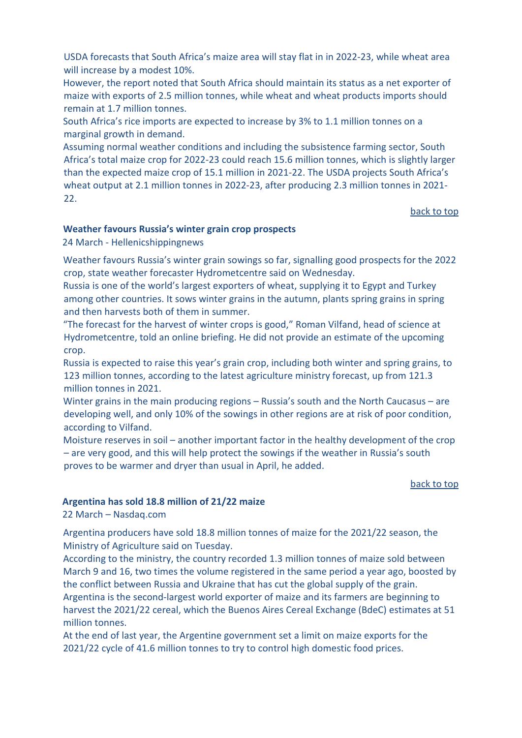USDA forecasts that South Africa's maize area will stay flat in in 2022-23, while wheat area will increase by a modest 10%.

However, the report noted that South Africa should maintain its status as a net exporter of maize with exports of 2.5 million tonnes, while wheat and wheat products imports should remain at 1.7 million tonnes.

South Africa's rice imports are expected to increase by 3% to 1.1 million tonnes on a marginal growth in demand.

Assuming normal weather conditions and including the subsistence farming sector, South Africa's total maize crop for 2022-23 could reach 15.6 million tonnes, which is slightly larger than the expected maize crop of 15.1 million in 2021-22. The USDA projects South Africa's wheat output at 2.1 million tonnes in 2022-23, after producing 2.3 million tonnes in 2021-22.

back to top

### Weather favours Russia's winter grain crop prospects

24 March - Hellenicshippingnews

Weather favours Russia's winter grain sowings so far, signalling good prospects for the 2022 crop, state weather forecaster Hydrometcentre said on Wednesday.

Russia is one of the world's largest exporters of wheat, supplying it to Egypt and Turkey among other countries. It sows winter grains in the autumn, plants spring grains in spring and then harvests both of them in summer.

"The forecast for the harvest of winter crops is good," Roman Vilfand, head of science at Hydrometcentre, told an online briefing. He did not provide an estimate of the upcoming crop.

Russia is expected to raise this year's grain crop, including both winter and spring grains, to 123 million tonnes, according to the latest agriculture ministry forecast, up from 121.3 million tonnes in 2021.

Winter grains in the main producing regions – Russia's south and the North Caucasus – are developing well, and only 10% of the sowings in other regions are at risk of poor condition, according to Vilfand.

Moisture reserves in soil – another important factor in the healthy development of the crop – are very good, and this will help protect the sowings if the weather in Russia's south proves to be warmer and dryer than usual in April, he added.

back to top

### Argentina has sold 18.8 million of 21/22 maize

22 March – Nasdaq.com

Argentina producers have sold 18.8 million tonnes of maize for the 2021/22 season, the Ministry of Agriculture said on Tuesday.

According to the ministry, the country recorded 1.3 million tonnes of maize sold between March 9 and 16, two times the volume registered in the same period a year ago, boosted by the conflict between Russia and Ukraine that has cut the global supply of the grain.

Argentina is the second-largest world exporter of maize and its farmers are beginning to harvest the 2021/22 cereal, which the Buenos Aires Cereal Exchange (BdeC) estimates at 51 million tonnes.

At the end of last year, the Argentine government set a limit on maize exports for the 2021/22 cycle of 41.6 million tonnes to try to control high domestic food prices.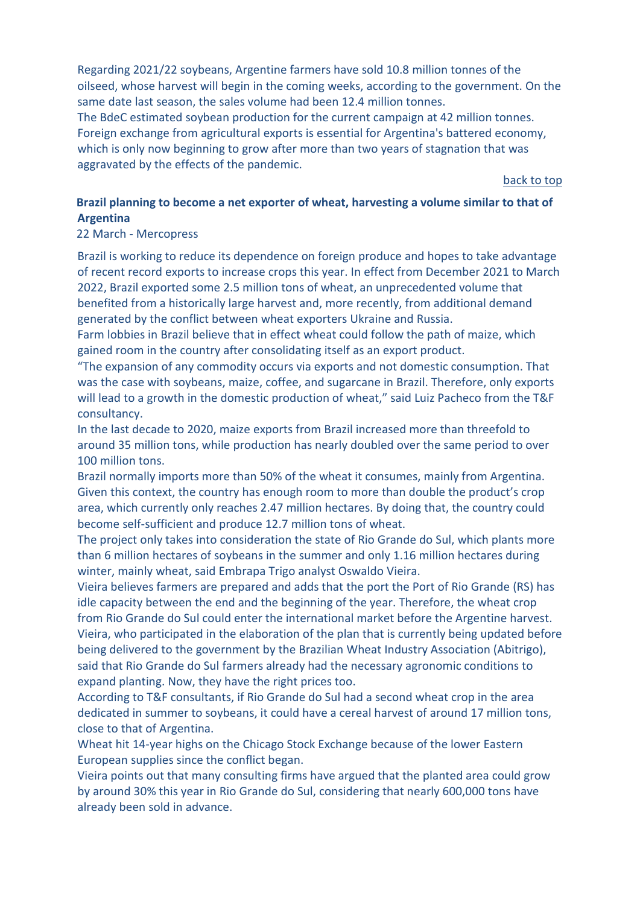Regarding 2021/22 soybeans, Argentine farmers have sold 10.8 million tonnes of the oilseed, whose harvest will begin in the coming weeks, according to the government. On the same date last season, the sales volume had been 12.4 million tonnes.

The BdeC estimated soybean production for the current campaign at 42 million tonnes.

Foreign exchange from agricultural exports is essential for Argentina's battered economy, which is only now beginning to grow after more than two years of stagnation that was aggravated by the effects of the pandemic.

back to top

**Brazil planning to become a net exporter of wheat, harvesting a volume similar to that of Argentina**

22 March - Mercopress

Brazil is working to reduce its dependence on foreign produce and hopes to take advantage of recent record exports to increase crops this year. In effect from December 2021 to March 2022, Brazil exported some 2.5 million tons of wheat, an unprecedented volume that benefited from a historically large harvest and, more recently, from additional demand generated by the conflict between wheat exporters Ukraine and Russia.

Farm lobbies in Brazil believe that in effect wheat could follow the path of maize, which gained room in the country after consolidating itself as an export product.

"The expansion of any commodity occurs via exports and not domestic consumption. That was the case with soybeans, maize, coffee, and sugarcane in Brazil. Therefore, only exports will lead to a growth in the domestic production of wheat," said Luiz Pacheco from the T&F consultancy.

In the last decade to 2020, maize exports from Brazil increased more than threefold to around 35 million tons, while production has nearly doubled over the same period to over 100 million tons.

Brazil normally imports more than 50% of the wheat it consumes, mainly from Argentina. Given this context, the country has enough room to more than double the product's crop area, which currently only reaches 2.47 million hectares. By doing that, the country could become self-sufficient and produce 12.7 million tons of wheat.

The project only takes into consideration the state of Rio Grande do Sul, which plants more than 6 million hectares of soybeans in the summer and only 1.16 million hectares during winter, mainly wheat, said Embrapa Trigo analyst Oswaldo Vieira.

Vieira believes farmers are prepared and adds that the port the Port of Rio Grande (RS) has idle capacity between the end and the beginning of the year. Therefore, the wheat crop from Rio Grande do Sul could enter the international market before the Argentine harvest.

Vieira, who participated in the elaboration of the plan that is currently being updated before being delivered to the government by the Brazilian Wheat Industry Association (Abitrigo), said that Rio Grande do Sul farmers already had the necessary agronomic conditions to expand planting. Now, they have the right prices too.

According to T&F consultants, if Rio Grande do Sul had a second wheat crop in the area dedicated in summer to soybeans, it could have a cereal harvest of around 17 million tons, close to that of Argentina.

Wheat hit 14-year highs on the Chicago Stock Exchange because of the lower Eastern European supplies since the conflict began.

Vieira points out that many consulting firms have argued that the planted area could grow by around 30% this year in Rio Grande do Sul, considering that nearly 600,000 tons have already been sold in advance.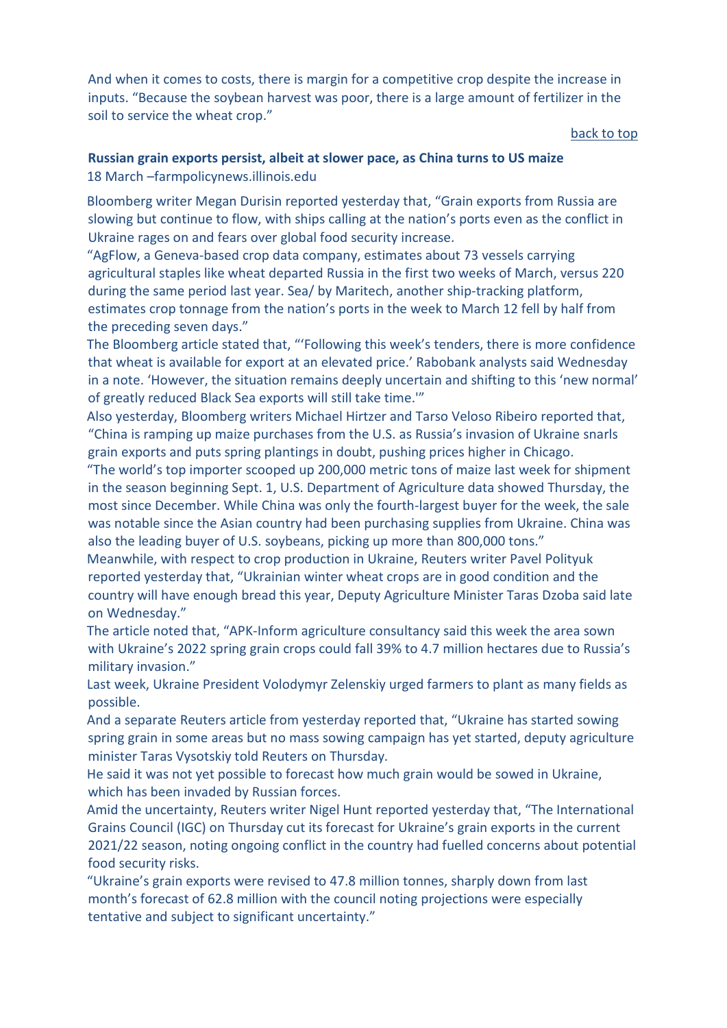And when it comes to costs, there is margin for a competitive crop despite the increase in inputs. "Because the soybean harvest was poor, there is a large amount of fertilizer in the soil to service the wheat crop."

back to top

**Russian grain exports persist, albeit at slower pace, as China turns to US maize**

18 March –farmpolicynews.illinois.edu

Bloomberg writer Megan Durisin reported yesterday that, "Grain exports from Russia are slowing but continue to flow, with ships calling at the nation's ports even as the conflict in Ukraine rages on and fears over global food security increase.

"AgFlow, a Geneva-based crop data company, estimates about 73 vessels carrying agricultural staples like wheat departed Russia in the first two weeks of March, versus 220 during the same period last year. Sea/ by Maritech, another ship-tracking platform, estimates crop tonnage from the nation's ports in the week to March 12 fell by half from the preceding seven days."

The Bloomberg article stated that, "'Following this week's tenders, there is more confidence that wheat is available for export at an elevated price.' Rabobank analysts said Wednesday in a note. 'However, the situation remains deeply uncertain and shifting to this 'new normal' of greatly reduced Black Sea exports will still take time.'"

Also yesterday, Bloomberg writers Michael Hirtzer and Tarso Veloso Ribeiro reported that, "China is ramping up maize purchases from the U.S. as Russia's invasion of Ukraine snarls grain exports and puts spring plantings in doubt, pushing prices higher in Chicago.

"The world's top importer scooped up 200,000 metric tons of maize last week for shipment in the season beginning Sept. 1, U.S. Department of Agriculture data showed Thursday, the most since December. While China was only the fourth-largest buyer for the week, the sale was notable since the Asian country had been purchasing supplies from Ukraine. China was also the leading buyer of U.S. soybeans, picking up more than 800,000 tons."

Meanwhile, with respect to crop production in Ukraine, Reuters writer Pavel Polityuk reported yesterday that, "Ukrainian winter wheat crops are in good condition and the country will have enough bread this year, Deputy Agriculture Minister Taras Dzoba said late on Wednesday."

The article noted that, "APK-Inform agriculture consultancy said this week the area sown with Ukraine's 2022 spring grain crops could fall 39% to 4.7 million hectares due to Russia's military invasion."

Last week, Ukraine President Volodymyr Zelenskiy urged farmers to plant as many fields as possible.

And a separate Reuters article from yesterday reported that, "Ukraine has started sowing spring grain in some areas but no mass sowing campaign has yet started, deputy agriculture minister Taras Vysotskiy told Reuters on Thursday.

He said it was not yet possible to forecast how much grain would be sowed in Ukraine, which has been invaded by Russian forces.

Amid the uncertainty, Reuters writer Nigel Hunt reported yesterday that, "The International Grains Council (IGC) on Thursday cut its forecast for Ukraine's grain exports in the current 2021/22 season, noting ongoing conflict in the country had fuelled concerns about potential food security risks.

"Ukraine's grain exports were revised to 47.8 million tonnes, sharply down from last month's forecast of 62.8 million with the council noting projections were especially tentative and subject to significant uncertainty."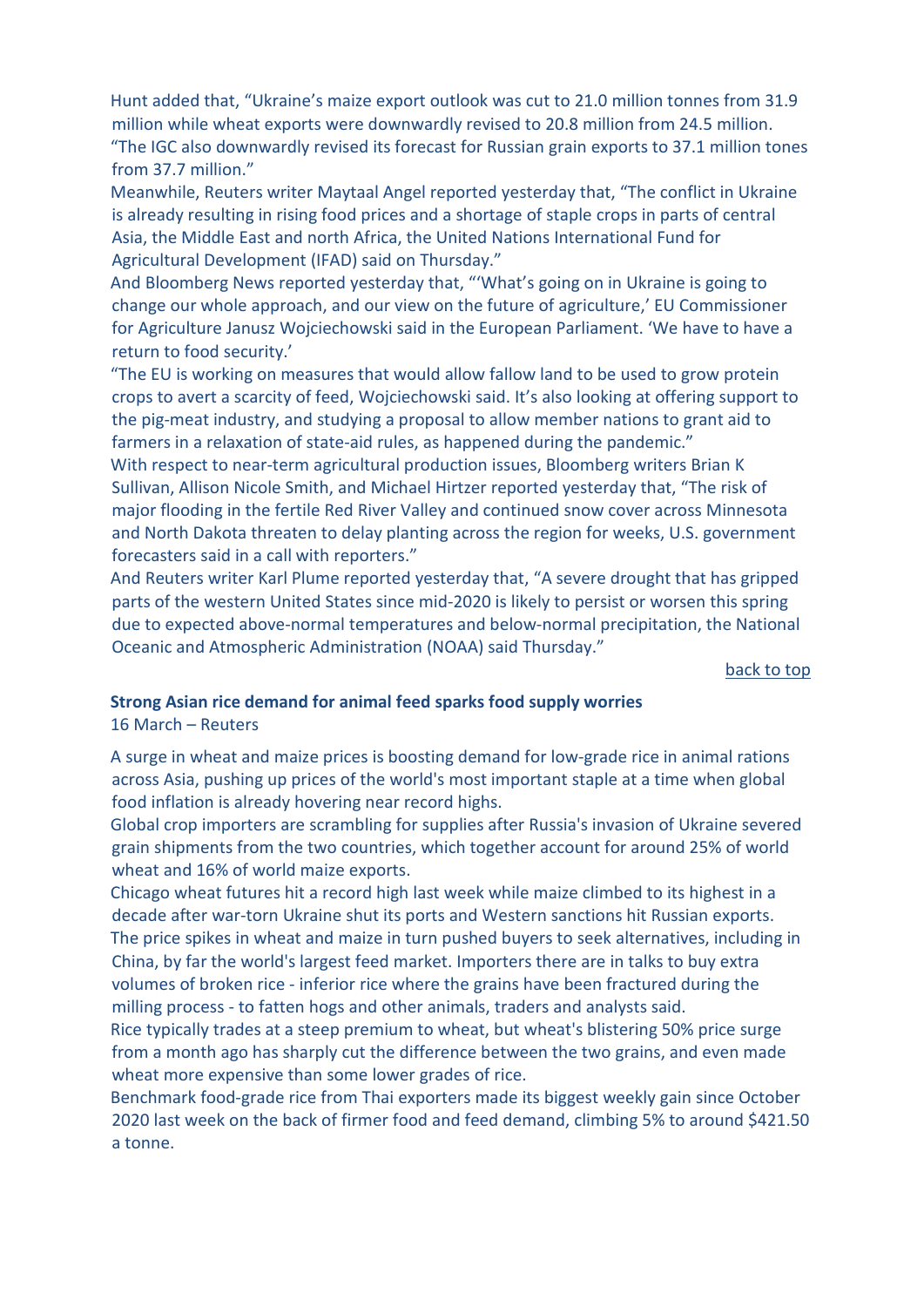Hunt added that, "Ukraine's maize export outlook was cut to 21.0 million tonnes from 31.9 million while wheat exports were downwardly revised to 20.8 million from 24.5 million. "The IGC also downwardly revised its forecast for Russian grain exports to 37.1 million tones from 37.7 million."

Meanwhile, Reuters writer Maytaal Angel reported yesterday that, "The conflict in Ukraine is already resulting in rising food prices and a shortage of staple crops in parts of central Asia, the Middle East and north Africa, the United Nations International Fund for Agricultural Development (IFAD) said on Thursday."

And Bloomberg News reported yesterday that, "'What's going on in Ukraine is going to change our whole approach, and our view on the future of agriculture,' EU Commissioner for Agriculture Janusz Wojciechowski said in the European Parliament. 'We have to have a return to food security.'

"The EU is working on measures that would allow fallow land to be used to grow protein crops to avert a scarcity of feed, Wojciechowski said. It's also looking at offering support to the pig-meat industry, and studying a proposal to allow member nations to grant aid to farmers in a relaxation of state-aid rules, as happened during the pandemic."

With respect to near-term agricultural production issues, Bloomberg writers Brian K Sullivan, Allison Nicole Smith, and Michael Hirtzer reported yesterday that, "The risk of major flooding in the fertile Red River Valley and continued snow cover across Minnesota and North Dakota threaten to delay planting across the region for weeks, U.S. government forecasters said in a call with reporters."

And Reuters writer Karl Plume reported yesterday that, "A severe drought that has gripped parts of the western United States since mid-2020 is likely to persist or worsen this spring due to expected above-normal temperatures and below-normal precipitation, the National Oceanic and Atmospheric Administration (NOAA) said Thursday."

back to top

**Strong Asian rice demand for animal feed sparks food supply worries**

16 March – Reuters

A surge in wheat and maize prices is boosting demand for low-grade rice in animal rations across Asia, pushing up prices of the world's most important staple at a time when global food inflation is already hovering near record highs.

Global crop importers are scrambling for supplies after Russia's invasion of Ukraine severed grain shipments from the two countries, which together account for around 25% of world wheat and 16% of world maize exports.

Chicago wheat futures hit a record high last week while maize climbed to its highest in a decade after war-torn Ukraine shut its ports and Western sanctions hit Russian exports.

The price spikes in wheat and maize in turn pushed buyers to seek alternatives, including in China, by far the world's largest feed market. Importers there are in talks to buy extra volumes of broken rice - inferior rice where the grains have been fractured during the milling process - to fatten hogs and other animals, traders and analysts said.

Rice typically trades at a steep premium to wheat, but wheat's blistering 50% price surge from a month ago has sharply cut the difference between the two grains, and even made wheat more expensive than some lower grades of rice.

Benchmark food-grade rice from Thai exporters made its biggest weekly gain since October 2020 last week on the back of firmer food and feed demand, climbing 5% to around $421.50 a tonne.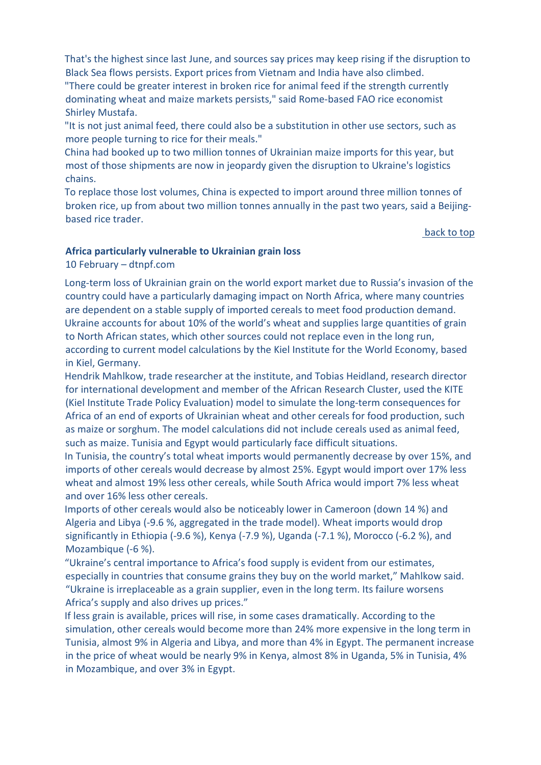That's the highest since last June, and sources say prices may keep rising if the disruption to Black Sea flows persists. Export prices from Vietnam and India have also climbed.

"There could be greater interest in broken rice for animal feed if the strength currently dominating wheat and maize markets persists," said Rome-based FAO rice economist Shirley Mustafa.

"It is not just animal feed, there could also be a substitution in other use sectors, such as more people turning to rice for their meals."

China had booked up to two million tonnes of Ukrainian maize imports for this year, but most of those shipments are now in jeopardy given the disruption to Ukraine's logistics chains.

To replace those lost volumes, China is expected to import around three million tonnes of broken rice, up from about two million tonnes annually in the past two years, said a Beijing-based rice trader.

back to top

**Africa particularly vulnerable to Ukrainian grain loss**

10 February – dtnpf.com

Long-term loss of Ukrainian grain on the world export market due to Russia's invasion of the country could have a particularly damaging impact on North Africa, where many countries are dependent on a stable supply of imported cereals to meet food production demand.

Ukraine accounts for about 10% of the world's wheat and supplies large quantities of grain to North African states, which other sources could not replace even in the long run, according to current model calculations by the Kiel Institute for the World Economy, based in Kiel, Germany.

Hendrik Mahlkow, trade researcher at the institute, and Tobias Heidland, research director for international development and member of the African Research Cluster, used the KITE (Kiel Institute Trade Policy Evaluation) model to simulate the long-term consequences for Africa of an end of exports of Ukrainian wheat and other cereals for food production, such as maize or sorghum. The model calculations did not include cereals used as animal feed, such as maize. Tunisia and Egypt would particularly face difficult situations.

In Tunisia, the country's total wheat imports would permanently decrease by over 15%, and imports of other cereals would decrease by almost 25%. Egypt would import over 17% less wheat and almost 19% less other cereals, while South Africa would import 7% less wheat and over 16% less other cereals.

Imports of other cereals would also be noticeably lower in Cameroon (down 14 %) and Algeria and Libya (-9.6 %, aggregated in the trade model). Wheat imports would drop significantly in Ethiopia (-9.6 %), Kenya (-7.9 %), Uganda (-7.1 %), Morocco (-6.2 %), and Mozambique (-6 %).

"Ukraine's central importance to Africa's food supply is evident from our estimates, especially in countries that consume grains they buy on the world market," Mahlkow said. "Ukraine is irreplaceable as a grain supplier, even in the long term. Its failure worsens Africa's supply and also drives up prices."

If less grain is available, prices will rise, in some cases dramatically. According to the simulation, other cereals would become more than 24% more expensive in the long term in Tunisia, almost 9% in Algeria and Libya, and more than 4% in Egypt. The permanent increase in the price of wheat would be nearly 9% in Kenya, almost 8% in Uganda, 5% in Tunisia, 4% in Mozambique, and over 3% in Egypt.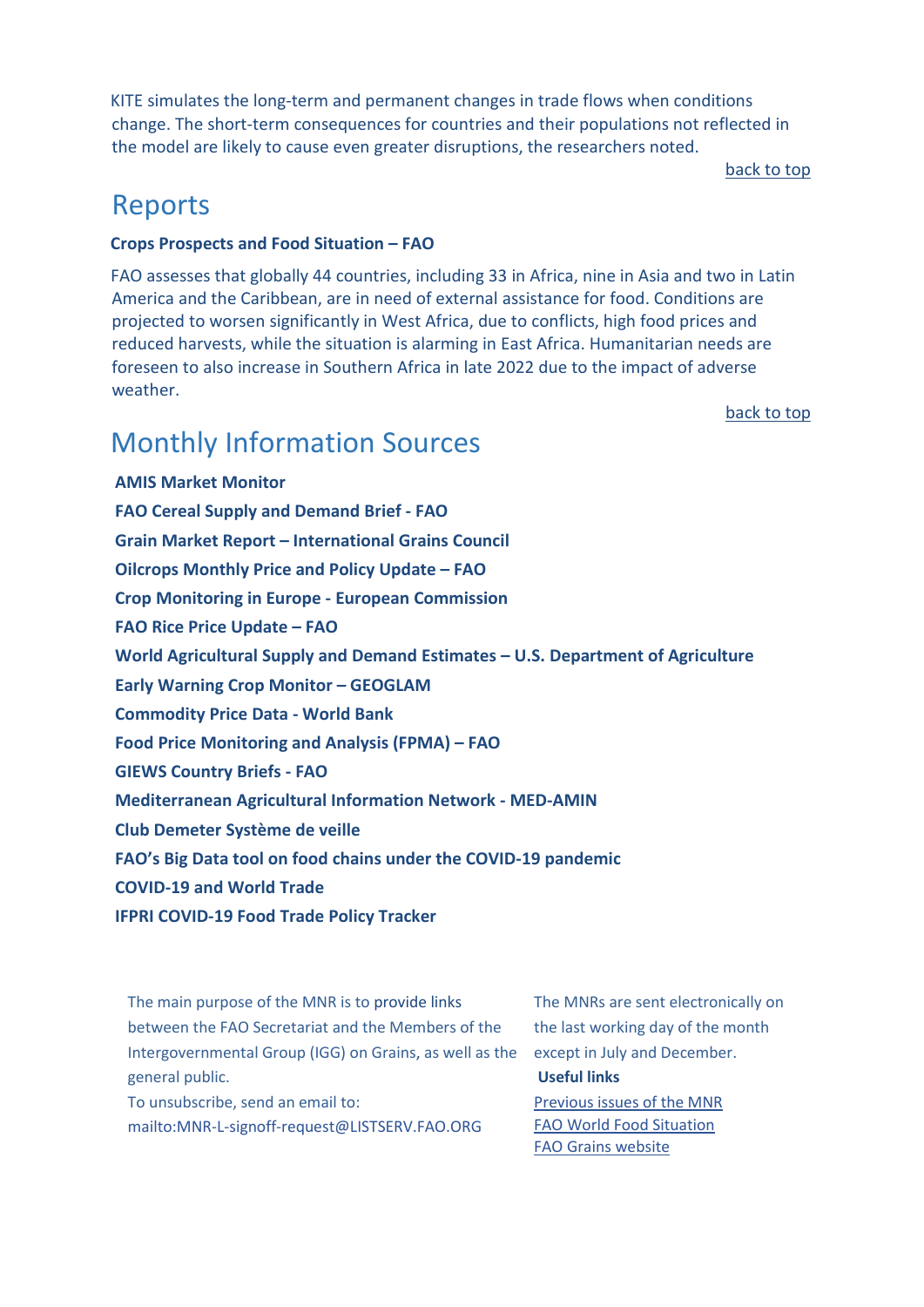KITE simulates the long-term and permanent changes in trade flows when conditions change. The short-term consequences for countries and their populations not reflected in the model are likely to cause even greater disruptions, the researchers noted.

back to top

# Reports

**Crops Prospects and Food Situation – FAO**

FAO assesses that globally 44 countries, including 33 in Africa, nine in Asia and two in Latin America and the Caribbean, are in need of external assistance for food. Conditions are projected to worsen significantly in West Africa, due to conflicts, high food prices and reduced harvests, while the situation is alarming in East Africa. Humanitarian needs are foreseen to also increase in Southern Africa in late 2022 due to the impact of adverse weather.

back to top

# Monthly Information Sources

**AMIS Market Monitor**
**FAO Cereal Supply and Demand Brief - FAO**
**Grain Market Report – International Grains Council**
**Oilcrops Monthly Price and Policy Update – FAO**
**Crop Monitoring in Europe - European Commission**
**FAO Rice Price Update – FAO**
**World Agricultural Supply and Demand Estimates – U.S. Department of Agriculture**
**Early Warning Crop Monitor – GEOGLAM**
**Commodity Price Data - World Bank**
**Food Price Monitoring and Analysis (FPMA) – FAO**
**GIEWS Country Briefs - FAO**
**Mediterranean Agricultural Information Network - MED-AMIN**
**Club Demeter Système de veille**
**FAO's Big Data tool on food chains under the COVID-19 pandemic**
**COVID-19 and World Trade**
**IFPRI COVID-19 Food Trade Policy Tracker**

The main purpose of the MNR is to provide links between the FAO Secretariat and the Members of the Intergovernmental Group (IGG) on Grains, as well as the general public.
To unsubscribe, send an email to:
mailto:MNR-L-signoff-request@LISTSERV.FAO.ORG

The MNRs are sent electronically on the last working day of the month except in July and December.

**Useful links**

Previous issues of the MNR
FAO World Food Situation
FAO Grains website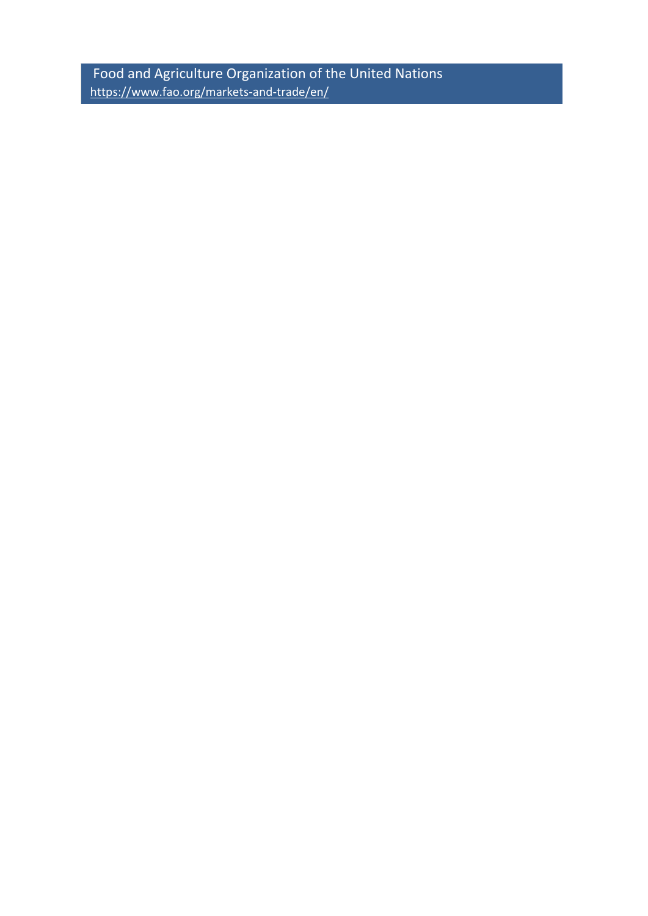Food and Agriculture Organization of the United Nations
https://www.fao.org/markets-and-trade/en/